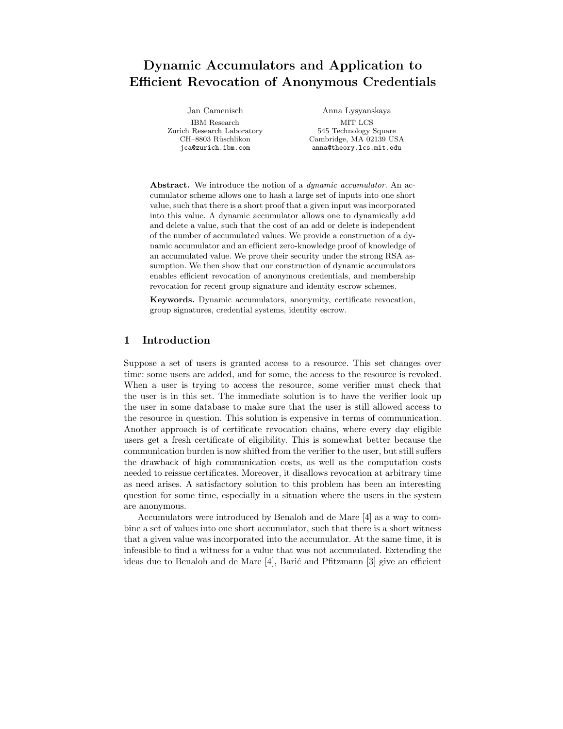# Dynamic Accumulators and Application to Efficient Revocation of Anonymous Credentials

Jan Camenisch
IBM Research
Zurich Research Laboratory
CH–8803 Rüschlikon
jca@zurich.ibm.com

Anna Lysyanskaya
MIT LCS
545 Technology Square
Cambridge, MA 02139 USA
anna@theory.lcs.mit.edu

**Abstract.** We introduce the notion of a *dynamic accumulator*. An accumulator scheme allows one to hash a large set of inputs into one short value, such that there is a short proof that a given input was incorporated into this value. A dynamic accumulator allows one to dynamically add and delete a value, such that the cost of an add or delete is independent of the number of accumulated values. We provide a construction of a dynamic accumulator and an efficient zero-knowledge proof of knowledge of an accumulated value. We prove their security under the strong RSA assumption. We then show that our construction of dynamic accumulators enables efficient revocation of anonymous credentials, and membership revocation for recent group signature and identity escrow schemes.

**Keywords.** Dynamic accumulators, anonymity, certificate revocation, group signatures, credential systems, identity escrow.

## 1 Introduction

Suppose a set of users is granted access to a resource. This set changes over time: some users are added, and for some, the access to the resource is revoked. When a user is trying to access the resource, some verifier must check that the user is in this set. The immediate solution is to have the verifier look up the user in some database to make sure that the user is still allowed access to the resource in question. This solution is expensive in terms of communication. Another approach is of certificate revocation chains, where every day eligible users get a fresh certificate of eligibility. This is somewhat better because the communication burden is now shifted from the verifier to the user, but still suffers the drawback of high communication costs, as well as the computation costs needed to reissue certificates. Moreover, it disallows revocation at arbitrary time as need arises. A satisfactory solution to this problem has been an interesting question for some time, especially in a situation where the users in the system are anonymous.

Accumulators were introduced by Benaloh and de Mare [4] as a way to combine a set of values into one short accumulator, such that there is a short witness that a given value was incorporated into the accumulator. At the same time, it is infeasible to find a witness for a value that was not accumulated. Extending the ideas due to Benaloh and de Mare [4], Barić and Pfitzmann [3] give an efficient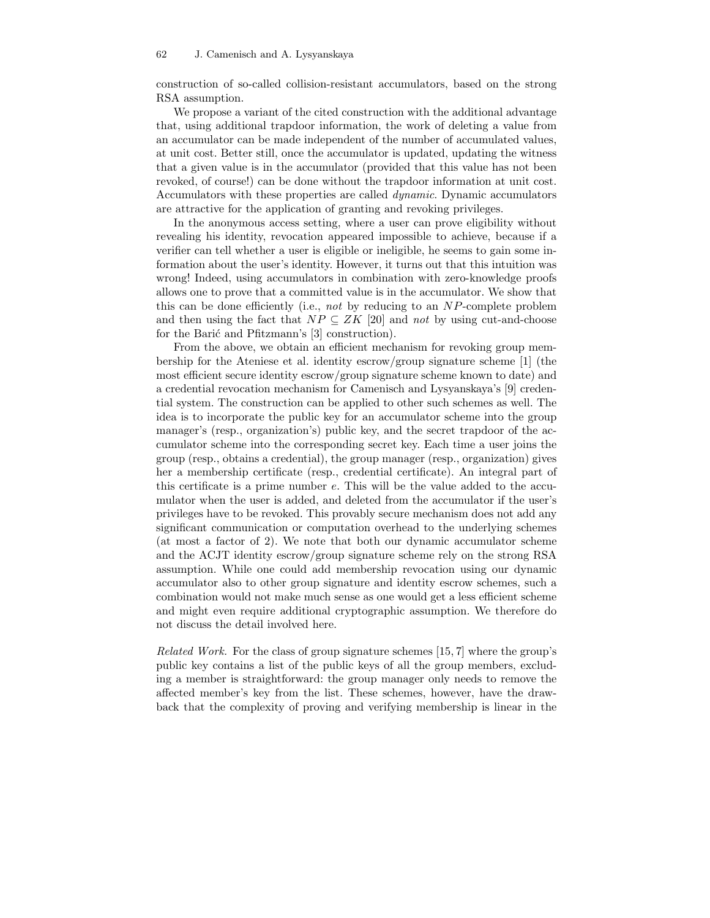construction of so-called collision-resistant accumulators, based on the strong RSA assumption.

We propose a variant of the cited construction with the additional advantage that, using additional trapdoor information, the work of deleting a value from an accumulator can be made independent of the number of accumulated values, at unit cost. Better still, once the accumulator is updated, updating the witness that a given value is in the accumulator (provided that this value has not been revoked, of course!) can be done without the trapdoor information at unit cost. Accumulators with these properties are called *dynamic*. Dynamic accumulators are attractive for the application of granting and revoking privileges.

In the anonymous access setting, where a user can prove eligibility without revealing his identity, revocation appeared impossible to achieve, because if a verifier can tell whether a user is eligible or ineligible, he seems to gain some information about the user's identity. However, it turns out that this intuition was wrong! Indeed, using accumulators in combination with zero-knowledge proofs allows one to prove that a committed value is in the accumulator. We show that this can be done efficiently (i.e., *not* by reducing to an $NP$-complete problem and then using the fact that $NP \subseteq ZK$ [20] and *not* by using cut-and-choose for the Barić and Pfitzmann's [3] construction).

From the above, we obtain an efficient mechanism for revoking group membership for the Ateniese et al. identity escrow/group signature scheme [1] (the most efficient secure identity escrow/group signature scheme known to date) and a credential revocation mechanism for Camenisch and Lysyanskaya's [9] credential system. The construction can be applied to other such schemes as well. The idea is to incorporate the public key for an accumulator scheme into the group manager's (resp., organization's) public key, and the secret trapdoor of the accumulator scheme into the corresponding secret key. Each time a user joins the group (resp., obtains a credential), the group manager (resp., organization) gives her a membership certificate (resp., credential certificate). An integral part of this certificate is a prime number $e$. This will be the value added to the accumulator when the user is added, and deleted from the accumulator if the user's privileges have to be revoked. This provably secure mechanism does not add any significant communication or computation overhead to the underlying schemes (at most a factor of 2). We note that both our dynamic accumulator scheme and the ACJT identity escrow/group signature scheme rely on the strong RSA assumption. While one could add membership revocation using our dynamic accumulator also to other group signature and identity escrow schemes, such a combination would not make much sense as one would get a less efficient scheme and might even require additional cryptographic assumption. We therefore do not discuss the detail involved here.

*Related Work.* For the class of group signature schemes [15, 7] where the group's public key contains a list of the public keys of all the group members, excluding a member is straightforward: the group manager only needs to remove the affected member's key from the list. These schemes, however, have the drawback that the complexity of proving and verifying membership is linear in the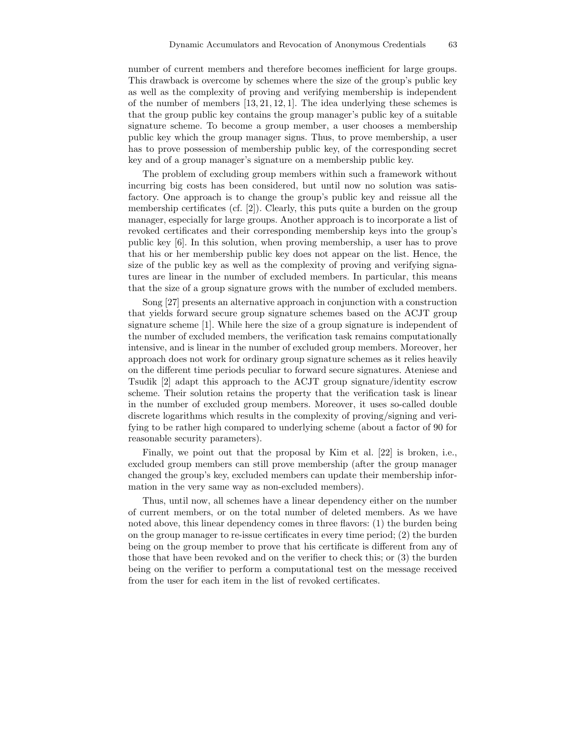number of current members and therefore becomes inefficient for large groups. This drawback is overcome by schemes where the size of the group's public key as well as the complexity of proving and verifying membership is independent of the number of members [13, 21, 12, 1]. The idea underlying these schemes is that the group public key contains the group manager's public key of a suitable signature scheme. To become a group member, a user chooses a membership public key which the group manager signs. Thus, to prove membership, a user has to prove possession of membership public key, of the corresponding secret key and of a group manager's signature on a membership public key.

The problem of excluding group members within such a framework without incurring big costs has been considered, but until now no solution was satisfactory. One approach is to change the group's public key and reissue all the membership certificates (cf. [2]). Clearly, this puts quite a burden on the group manager, especially for large groups. Another approach is to incorporate a list of revoked certificates and their corresponding membership keys into the group's public key [6]. In this solution, when proving membership, a user has to prove that his or her membership public key does not appear on the list. Hence, the size of the public key as well as the complexity of proving and verifying signatures are linear in the number of excluded members. In particular, this means that the size of a group signature grows with the number of excluded members.

Song [27] presents an alternative approach in conjunction with a construction that yields forward secure group signature schemes based on the ACJT group signature scheme [1]. While here the size of a group signature is independent of the number of excluded members, the verification task remains computationally intensive, and is linear in the number of excluded group members. Moreover, her approach does not work for ordinary group signature schemes as it relies heavily on the different time periods peculiar to forward secure signatures. Ateniese and Tsudik [2] adapt this approach to the ACJT group signature/identity escrow scheme. Their solution retains the property that the verification task is linear in the number of excluded group members. Moreover, it uses so-called double discrete logarithms which results in the complexity of proving/signing and verifying to be rather high compared to underlying scheme (about a factor of 90 for reasonable security parameters).

Finally, we point out that the proposal by Kim et al. [22] is broken, i.e., excluded group members can still prove membership (after the group manager changed the group's key, excluded members can update their membership information in the very same way as non-excluded members).

Thus, until now, all schemes have a linear dependency either on the number of current members, or on the total number of deleted members. As we have noted above, this linear dependency comes in three flavors: (1) the burden being on the group manager to re-issue certificates in every time period; (2) the burden being on the group member to prove that his certificate is different from any of those that have been revoked and on the verifier to check this; or (3) the burden being on the verifier to perform a computational test on the message received from the user for each item in the list of revoked certificates.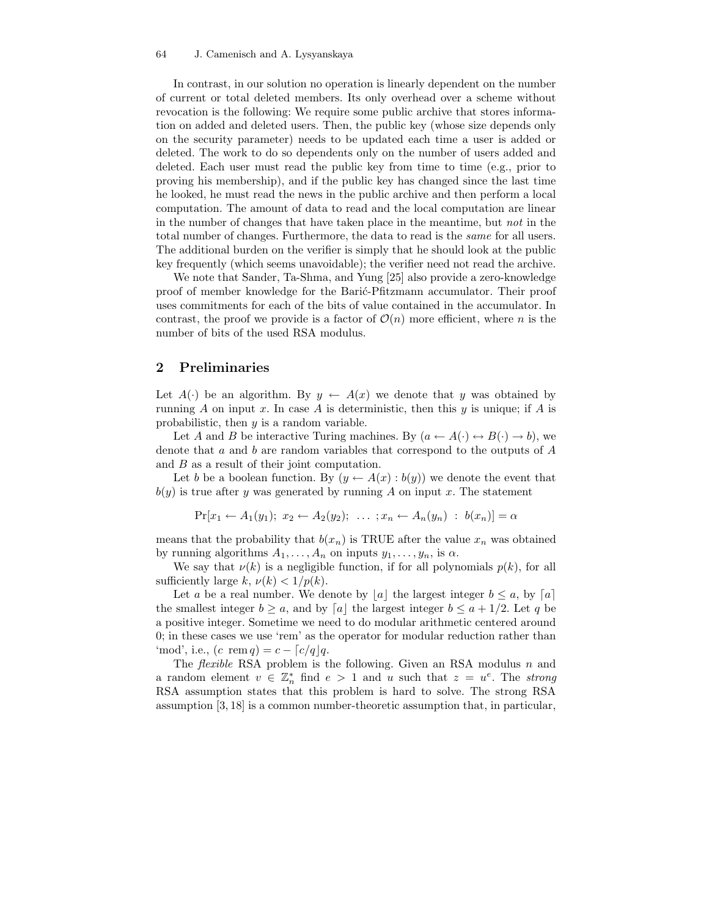In contrast, in our solution no operation is linearly dependent on the number of current or total deleted members. Its only overhead over a scheme without revocation is the following: We require some public archive that stores information on added and deleted users. Then, the public key (whose size depends only on the security parameter) needs to be updated each time a user is added or deleted. The work to do so dependents only on the number of users added and deleted. Each user must read the public key from time to time (e.g., prior to proving his membership), and if the public key has changed since the last time he looked, he must read the news in the public archive and then perform a local computation. The amount of data to read and the local computation are linear in the number of changes that have taken place in the meantime, but *not* in the total number of changes. Furthermore, the data to read is the *same* for all users. The additional burden on the verifier is simply that he should look at the public key frequently (which seems unavoidable); the verifier need not read the archive.

We note that Sander, Ta-Shma, and Yung [25] also provide a zero-knowledge proof of member knowledge for the Barić-Pfitzmann accumulator. Their proof uses commitments for each of the bits of value contained in the accumulator. In contrast, the proof we provide is a factor of $\mathcal{O}(n)$ more efficient, where $n$ is the number of bits of the used RSA modulus.

## 2 Preliminaries

Let $A(\cdot)$ be an algorithm. By $y \leftarrow A(x)$ we denote that $y$ was obtained by running $A$ on input $x$. In case $A$ is deterministic, then this $y$ is unique; if $A$ is probabilistic, then $y$ is a random variable.

Let $A$ and $B$ be interactive Turing machines. By $(a \leftarrow A(\cdot) \leftrightarrow B(\cdot) \rightarrow b)$, we denote that $a$ and $b$ are random variables that correspond to the outputs of $A$ and $B$ as a result of their joint computation.

Let $b$ be a boolean function. By $(y \leftarrow A(x) : b(y))$ we denote the event that $b(y)$ is true after $y$ was generated by running $A$ on input $x$. The statement

$$\Pr[x_1 \leftarrow A_1(y_1);\ x_2 \leftarrow A_2(y_2);\ \ldots\ ; x_n \leftarrow A_n(y_n)\ :\ b(x_n)] = \alpha$$

means that the probability that $b(x_n)$ is TRUE after the value $x_n$ was obtained by running algorithms $A_1, \ldots, A_n$ on inputs $y_1, \ldots, y_n$, is $\alpha$.

We say that $\nu(k)$ is a negligible function, if for all polynomials $p(k)$, for all sufficiently large $k$, $\nu(k) < 1/p(k)$.

Let $a$ be a real number. We denote by $\lfloor a \rfloor$ the largest integer $b \leq a$, by $\lceil a \rceil$ the smallest integer $b \geq a$, and by $\lceil a \rfloor$ the largest integer $b \leq a + 1/2$. Let $q$ be a positive integer. Sometime we need to do modular arithmetic centered around 0; in these cases we use 'rem' as the operator for modular reduction rather than 'mod', i.e., $(c \text{ rem } q) = c - \lceil c/q \rfloor q$.

The *flexible* RSA problem is the following. Given an RSA modulus $n$ and a random element $v \in \mathbb{Z}_n^*$ find $e > 1$ and $u$ such that $z = u^e$. The *strong* RSA assumption states that this problem is hard to solve. The strong RSA assumption [3, 18] is a common number-theoretic assumption that, in particular,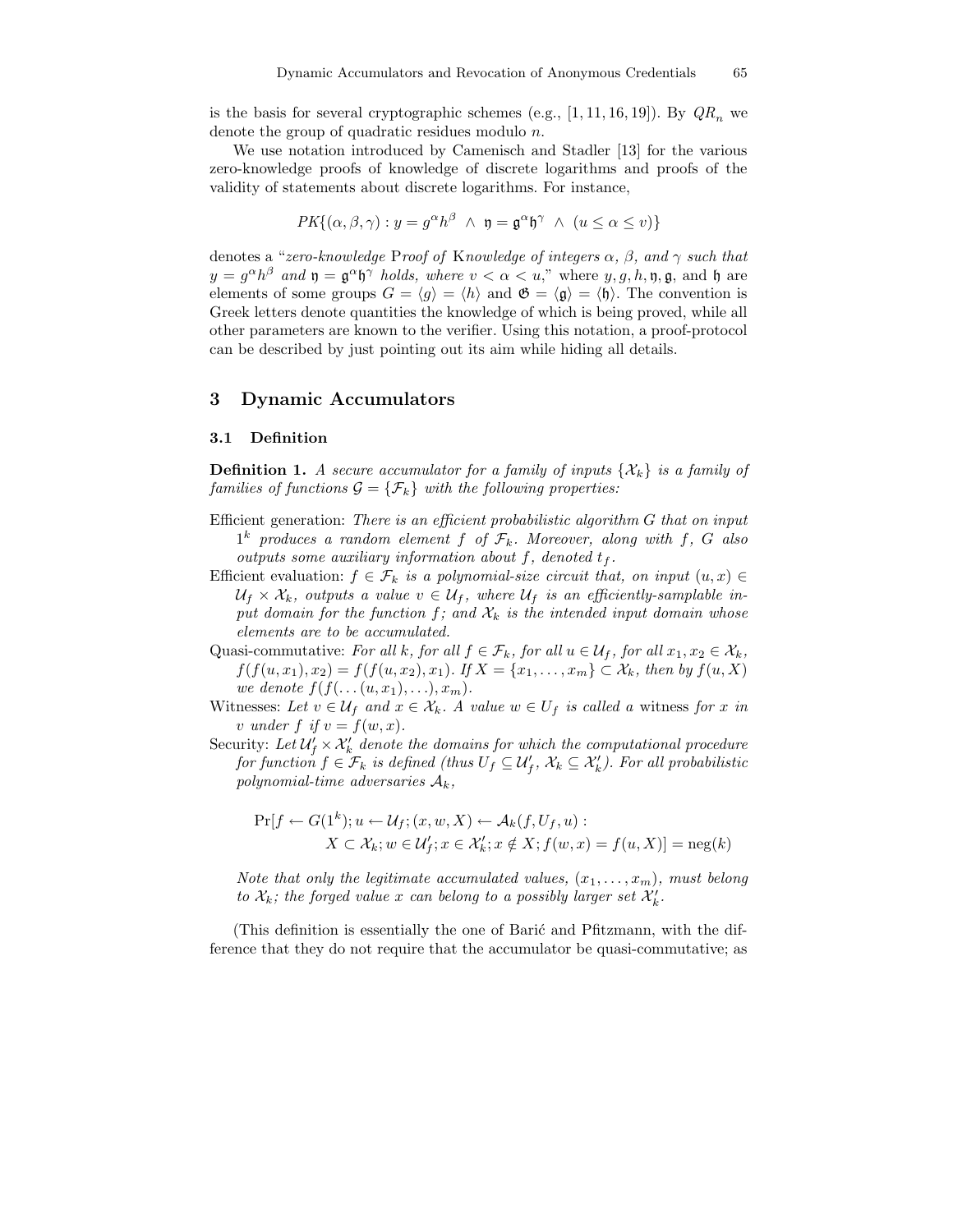is the basis for several cryptographic schemes (e.g., [1, 11, 16, 19]). By $QR_n$ we denote the group of quadratic residues modulo $n$.

We use notation introduced by Camenisch and Stadler [13] for the various zero-knowledge proofs of knowledge of discrete logarithms and proofs of the validity of statements about discrete logarithms. For instance,

$$PK\{(\alpha, \beta, \gamma) : y = g^{\alpha} h^{\beta} \ \wedge \ \mathfrak{y} = \mathfrak{g}^{\alpha} \mathfrak{h}^{\gamma} \ \wedge \ (u \leq \alpha \leq v)\}$$

denotes a "*zero-knowledge* P*roof of* K*nowledge of integers* $\alpha$, $\beta$, *and* $\gamma$ *such that* $y = g^{\alpha} h^{\beta}$ *and* $\mathfrak{y} = \mathfrak{g}^{\alpha} \mathfrak{h}^{\gamma}$ *holds, where* $v < \alpha < u$," where $y, g, h, \mathfrak{y}, \mathfrak{g}$, and $\mathfrak{h}$ are elements of some groups $G = \langle g \rangle = \langle h \rangle$ and $\mathfrak{G} = \langle \mathfrak{g} \rangle = \langle \mathfrak{h} \rangle$. The convention is Greek letters denote quantities the knowledge of which is being proved, while all other parameters are known to the verifier. Using this notation, a proof-protocol can be described by just pointing out its aim while hiding all details.

## 3 Dynamic Accumulators

### 3.1 Definition

**Definition 1.** *A secure accumulator for a family of inputs* $\{\mathcal{X}_k\}$ *is a family of families of functions* $\mathcal{G} = \{\mathcal{F}_k\}$ *with the following properties:*

Efficient generation: *There is an efficient probabilistic algorithm* $G$ *that on input* $1^k$ *produces a random element* $f$ *of* $\mathcal{F}_k$. *Moreover, along with* $f$, $G$ *also outputs some auxiliary information about* $f$, *denoted* $t_f$.

Efficient evaluation: $f \in \mathcal{F}_k$ *is a polynomial-size circuit that, on input* $(u, x) \in \mathcal{U}_f \times \mathcal{X}_k$, *outputs a value* $v \in \mathcal{U}_f$, *where* $\mathcal{U}_f$ *is an efficiently-samplable input domain for the function* $f$; *and* $\mathcal{X}_k$ *is the intended input domain whose elements are to be accumulated.*

Quasi-commutative: *For all* $k$, *for all* $f \in \mathcal{F}_k$, *for all* $u \in \mathcal{U}_f$, *for all* $x_1, x_2 \in \mathcal{X}_k$, $f(f(u, x_1), x_2) = f(f(u, x_2), x_1)$. *If* $X = \{x_1, \ldots, x_m\} \subset \mathcal{X}_k$, *then by* $f(u, X)$ *we denote* $f(f(\ldots(u, x_1), \ldots), x_m)$.

Witnesses: *Let* $v \in \mathcal{U}_f$ *and* $x \in \mathcal{X}_k$. *A value* $w \in U_f$ *is called a* witness *for* $x$ *in* $v$ *under* $f$ *if* $v = f(w, x)$.

Security: *Let* $\mathcal{U}'_f \times \mathcal{X}'_k$ *denote the domains for which the computational procedure for function* $f \in \mathcal{F}_k$ *is defined (thus* $U_f \subseteq \mathcal{U}'_f$, $\mathcal{X}_k \subseteq \mathcal{X}'_k$*). For all probabilistic polynomial-time adversaries* $\mathcal{A}_k$,

$$\begin{aligned} \Pr[f \leftarrow G(1^k); u \leftarrow \mathcal{U}_f; (x, w, X) \leftarrow \mathcal{A}_k(f, U_f, u) : \\ X \subset \mathcal{X}_k; w \in \mathcal{U}'_f; x \in \mathcal{X}'_k; x \notin X; f(w, x) = f(u, X)] = \text{neg}(k) \end{aligned}$$

*Note that only the legitimate accumulated values,* $(x_1, \ldots, x_m)$, *must belong to* $\mathcal{X}_k$; *the forged value* $x$ *can belong to a possibly larger set* $\mathcal{X}'_k$.

(This definition is essentially the one of Barić and Pfitzmann, with the difference that they do not require that the accumulator be quasi-commutative; as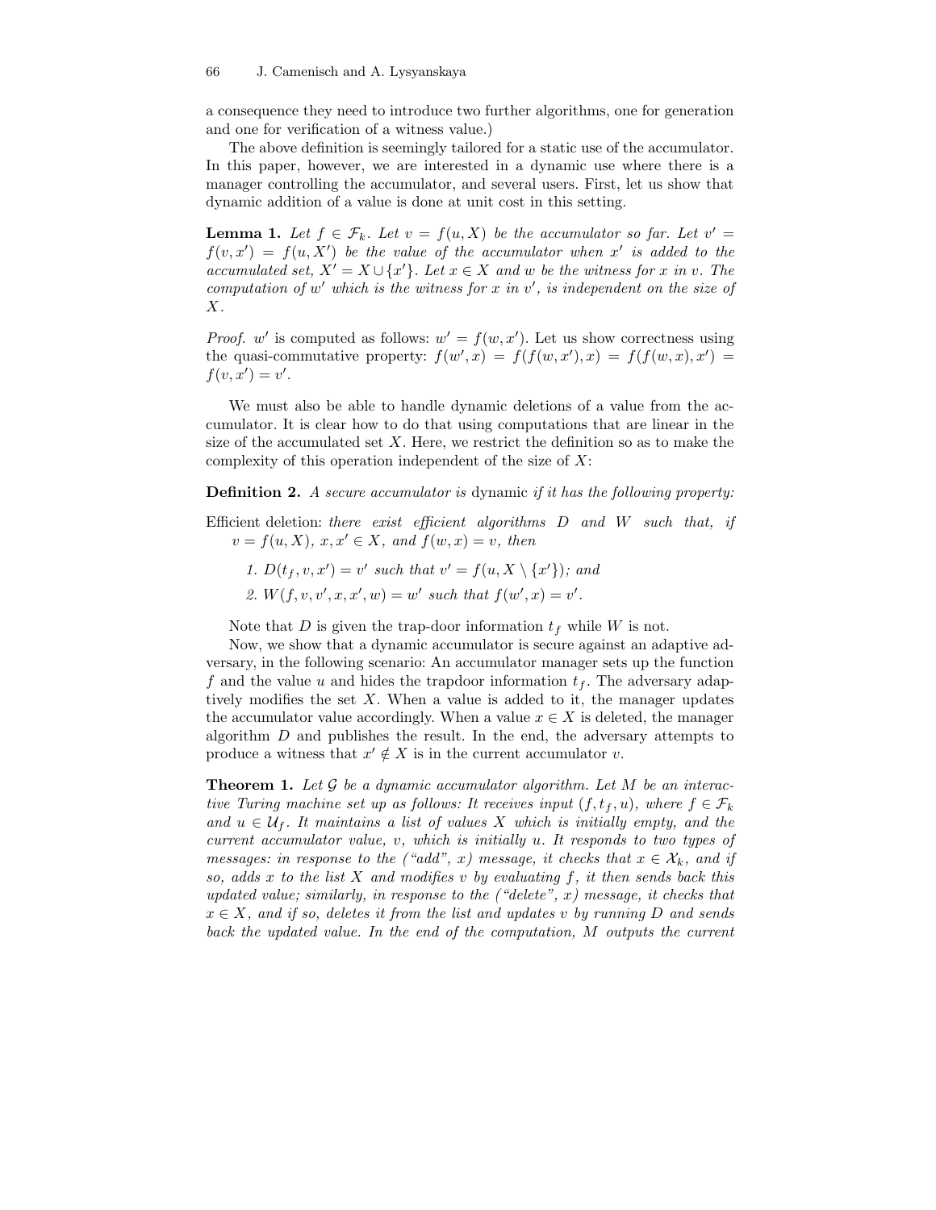a consequence they need to introduce two further algorithms, one for generation and one for verification of a witness value.)

The above definition is seemingly tailored for a static use of the accumulator. In this paper, however, we are interested in a dynamic use where there is a manager controlling the accumulator, and several users. First, let us show that dynamic addition of a value is done at unit cost in this setting.

**Lemma 1.** *Let $f \in \mathcal{F}_k$. Let $v = f(u, X)$ be the accumulator so far. Let $v' = f(v, x') = f(u, X')$ be the value of the accumulator when $x'$ is added to the accumulated set, $X' = X \cup \{x'\}$. Let $x \in X$ and $w$ be the witness for $x$ in $v$. The computation of $w'$ which is the witness for $x$ in $v'$, is independent on the size of $X$.*

*Proof.* $w'$ is computed as follows: $w' = f(w, x')$. Let us show correctness using the quasi-commutative property: $f(w', x) = f(f(w, x'), x) = f(f(w, x), x') = f(v, x') = v'$.

We must also be able to handle dynamic deletions of a value from the accumulator. It is clear how to do that using computations that are linear in the size of the accumulated set $X$. Here, we restrict the definition so as to make the complexity of this operation independent of the size of $X$:

**Definition 2.** *A secure accumulator is* dynamic *if it has the following property:*

Efficient deletion: *there exist efficient algorithms $D$ and $W$ such that, if $v = f(u, X)$, $x, x' \in X$, and $f(w, x) = v$, then*

1. *$D(t_f, v, x') = v'$ such that $v' = f(u, X \setminus \{x'\})$; and*
2. *$W(f, v, v', x, x', w) = w'$ such that $f(w', x) = v'$.*

Note that $D$ is given the trap-door information $t_f$ while $W$ is not.

Now, we show that a dynamic accumulator is secure against an adaptive adversary, in the following scenario: An accumulator manager sets up the function $f$ and the value $u$ and hides the trapdoor information $t_f$. The adversary adaptively modifies the set $X$. When a value is added to it, the manager updates the accumulator value accordingly. When a value $x \in X$ is deleted, the manager algorithm $D$ and publishes the result. In the end, the adversary attempts to produce a witness that $x' \notin X$ is in the current accumulator $v$.

**Theorem 1.** *Let $\mathcal{G}$ be a dynamic accumulator algorithm. Let $M$ be an interactive Turing machine set up as follows: It receives input $(f, t_f, u)$, where $f \in \mathcal{F}_k$ and $u \in \mathcal{U}_f$. It maintains a list of values $X$ which is initially empty, and the current accumulator value, $v$, which is initially $u$. It responds to two types of messages: in response to the ("add", $x$) message, it checks that $x \in \mathcal{X}_k$, and if so, adds $x$ to the list $X$ and modifies $v$ by evaluating $f$, it then sends back this updated value; similarly, in response to the ("delete", $x$) message, it checks that $x \in X$, and if so, deletes it from the list and updates $v$ by running $D$ and sends back the updated value. In the end of the computation, $M$ outputs the current*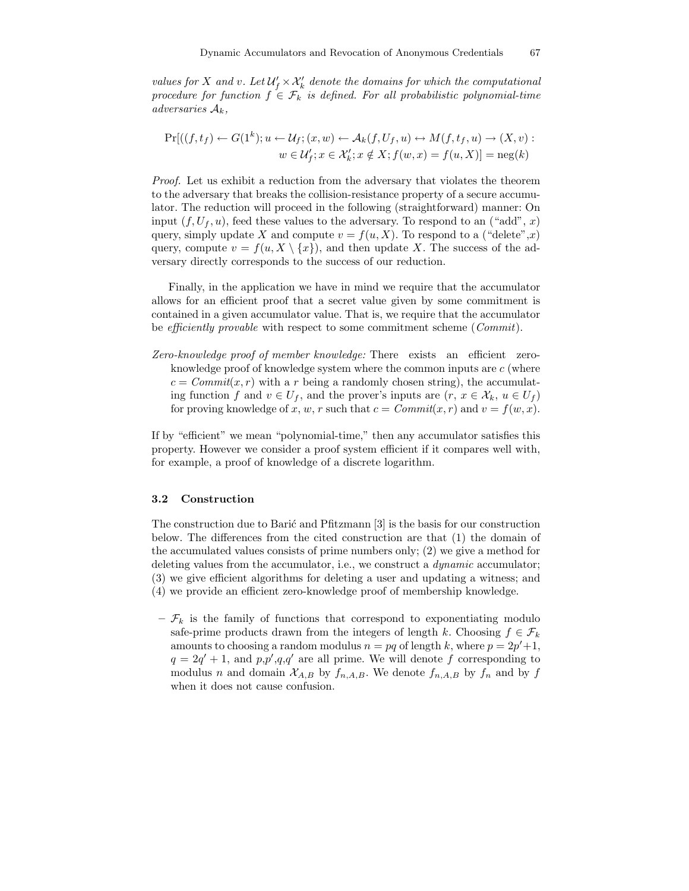*values for $X$ and $v$. Let $\mathcal{U}'_f \times \mathcal{X}'_k$ denote the domains for which the computational procedure for function $f \in \mathcal{F}_k$ is defined. For all probabilistic polynomial-time adversaries $\mathcal{A}_k$,*

$$\Pr[((f, t_f) \leftarrow G(1^k); u \leftarrow \mathcal{U}_f; (x, w) \leftarrow \mathcal{A}_k(f, U_f, u) \leftrightarrow M(f, t_f, u) \rightarrow (X, v) : w \in \mathcal{U}'_f; x \in \mathcal{X}'_k; x \notin X; f(w, x) = f(u, X)] = \text{neg}(k)$$

*Proof.* Let us exhibit a reduction from the adversary that violates the theorem to the adversary that breaks the collision-resistance property of a secure accumulator. The reduction will proceed in the following (straightforward) manner: On input $(f, U_f, u)$, feed these values to the adversary. To respond to an ("add", $x$) query, simply update $X$ and compute $v = f(u, X)$. To respond to a ("delete",$x$) query, compute $v = f(u, X \setminus \{x\})$, and then update $X$. The success of the adversary directly corresponds to the success of our reduction.

Finally, in the application we have in mind we require that the accumulator allows for an efficient proof that a secret value given by some commitment is contained in a given accumulator value. That is, we require that the accumulator be *efficiently provable* with respect to some commitment scheme (*Commit*).

*Zero-knowledge proof of member knowledge:* There exists an efficient zero-knowledge proof of knowledge system where the common inputs are $c$ (where $c = \mathit{Commit}(x, r)$ with a $r$ being a randomly chosen string), the accumulating function $f$ and $v \in U_f$, and the prover's inputs are ($r$, $x \in \mathcal{X}_k$, $u \in U_f$) for proving knowledge of $x, w, r$ such that $c = \mathit{Commit}(x, r)$ and $v = f(w, x)$.

If by "efficient" we mean "polynomial-time," then any accumulator satisfies this property. However we consider a proof system efficient if it compares well with, for example, a proof of knowledge of a discrete logarithm.

### 3.2 Construction

The construction due to Barić and Pfitzmann [3] is the basis for our construction below. The differences from the cited construction are that (1) the domain of the accumulated values consists of prime numbers only; (2) we give a method for deleting values from the accumulator, i.e., we construct a *dynamic* accumulator; (3) we give efficient algorithms for deleting a user and updating a witness; and (4) we provide an efficient zero-knowledge proof of membership knowledge.

- $\mathcal{F}_k$ is the family of functions that correspond to exponentiating modulo safe-prime products drawn from the integers of length $k$. Choosing $f \in \mathcal{F}_k$ amounts to choosing a random modulus $n = pq$ of length $k$, where $p = 2p'+1$, $q = 2q' + 1$, and $p$,$p'$,$q$,$q'$ are all prime. We will denote $f$ corresponding to modulus $n$ and domain $\mathcal{X}_{A,B}$ by $f_{n,A,B}$. We denote $f_{n,A,B}$ by $f_n$ and by $f$ when it does not cause confusion.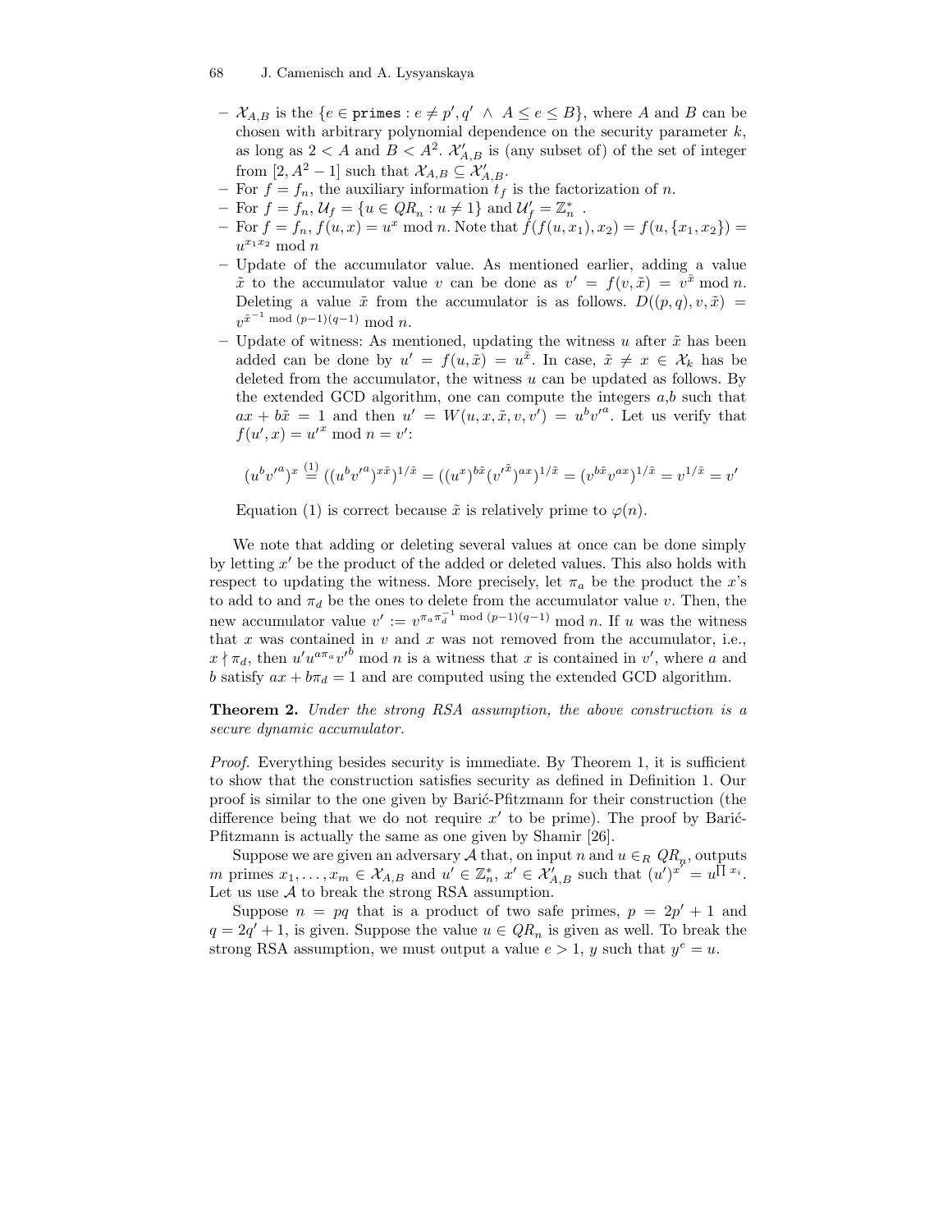- $\mathcal{X}_{A,B}$ is the $\{e \in \texttt{primes} : e \neq p', q' \ \wedge \ A \leq e \leq B\}$, where $A$ and $B$ can be chosen with arbitrary polynomial dependence on the security parameter $k$, as long as $2 < A$ and $B < A^2$. $\mathcal{X}'_{A,B}$ is (any subset of) of the set of integer from $[2, A^2 - 1]$ such that $\mathcal{X}_{A,B} \subseteq \mathcal{X}'_{A,B}$.
- For $f = f_n$, the auxiliary information $t_f$ is the factorization of $n$.
- For $f = f_n$, $\mathcal{U}_f = \{u \in QR_n : u \neq 1\}$ and $\mathcal{U}'_f = \mathbb{Z}_n^*$ .
- For $f = f_n$, $f(u, x) = u^x \bmod n$. Note that $f(f(u, x_1), x_2) = f(u, \{x_1, x_2\}) = u^{x_1 x_2} \bmod n$
- Update of the accumulator value. As mentioned earlier, adding a value $\tilde{x}$ to the accumulator value $v$ can be done as $v' = f(v, \tilde{x}) = v^{\tilde{x}} \bmod n$. Deleting a value $\tilde{x}$ from the accumulator is as follows. $D((p, q), v, \tilde{x}) = v^{\tilde{x}^{-1} \bmod (p-1)(q-1)} \bmod n$.
- Update of witness: As mentioned, updating the witness $u$ after $\tilde{x}$ has been added can be done by $u' = f(u, \tilde{x}) = u^{\tilde{x}}$. In case, $\tilde{x} \neq x \in \mathcal{X}_k$ has be deleted from the accumulator, the witness $u$ can be updated as follows. By the extended GCD algorithm, one can compute the integers $a$,$b$ such that $ax + b\tilde{x} = 1$ and then $u' = W(u, x, \tilde{x}, v, v') = u^b {v'}^a$. Let us verify that $f(u', x) = {u'}^x \bmod n = v'$:

$$(u^b {v'}^a)^x \stackrel{(1)}{=} ((u^b {v'}^a)^{x\tilde{x}})^{1/\tilde{x}} = ((u^x)^{b\tilde{x}} ({v'}^{\tilde{x}})^{ax})^{1/\tilde{x}} = (v^{b\tilde{x}} v^{ax})^{1/\tilde{x}} = v^{1/\tilde{x}} = v'$$

  Equation (1) is correct because $\tilde{x}$ is relatively prime to $\varphi(n)$.

We note that adding or deleting several values at once can be done simply by letting $x'$ be the product of the added or deleted values. This also holds with respect to updating the witness. More precisely, let $\pi_a$ be the product the $x$'s to add to and $\pi_d$ be the ones to delete from the accumulator value $v$. Then, the new accumulator value $v' := v^{\pi_a \pi_d^{-1} \bmod (p-1)(q-1)} \bmod n$. If $u$ was the witness that $x$ was contained in $v$ and $x$ was not removed from the accumulator, i.e., $x \nmid \pi_d$, then $u' u^{a\pi_a} {v'}^b \bmod n$ is a witness that $x$ is contained in $v'$, where $a$ and $b$ satisfy $ax + b\pi_d = 1$ and are computed using the extended GCD algorithm.

**Theorem 2.** *Under the strong RSA assumption, the above construction is a secure dynamic accumulator.*

*Proof.* Everything besides security is immediate. By Theorem 1, it is sufficient to show that the construction satisfies security as defined in Definition 1. Our proof is similar to the one given by Barić-Pfitzmann for their construction (the difference being that we do not require $x'$ to be prime). The proof by Barić-Pfitzmann is actually the same as one given by Shamir [26].

Suppose we are given an adversary $\mathcal{A}$ that, on input $n$ and $u \in_R QR_n$, outputs $m$ primes $x_1, \ldots, x_m \in \mathcal{X}_{A,B}$ and $u' \in \mathbb{Z}_n^*$, $x' \in \mathcal{X}'_{A,B}$ such that $(u')^{x'} = u^{\prod x_i}$. Let us use $\mathcal{A}$ to break the strong RSA assumption.

Suppose $n = pq$ that is a product of two safe primes, $p = 2p' + 1$ and $q = 2q' + 1$, is given. Suppose the value $u \in QR_n$ is given as well. To break the strong RSA assumption, we must output a value $e > 1$, $y$ such that $y^e = u$.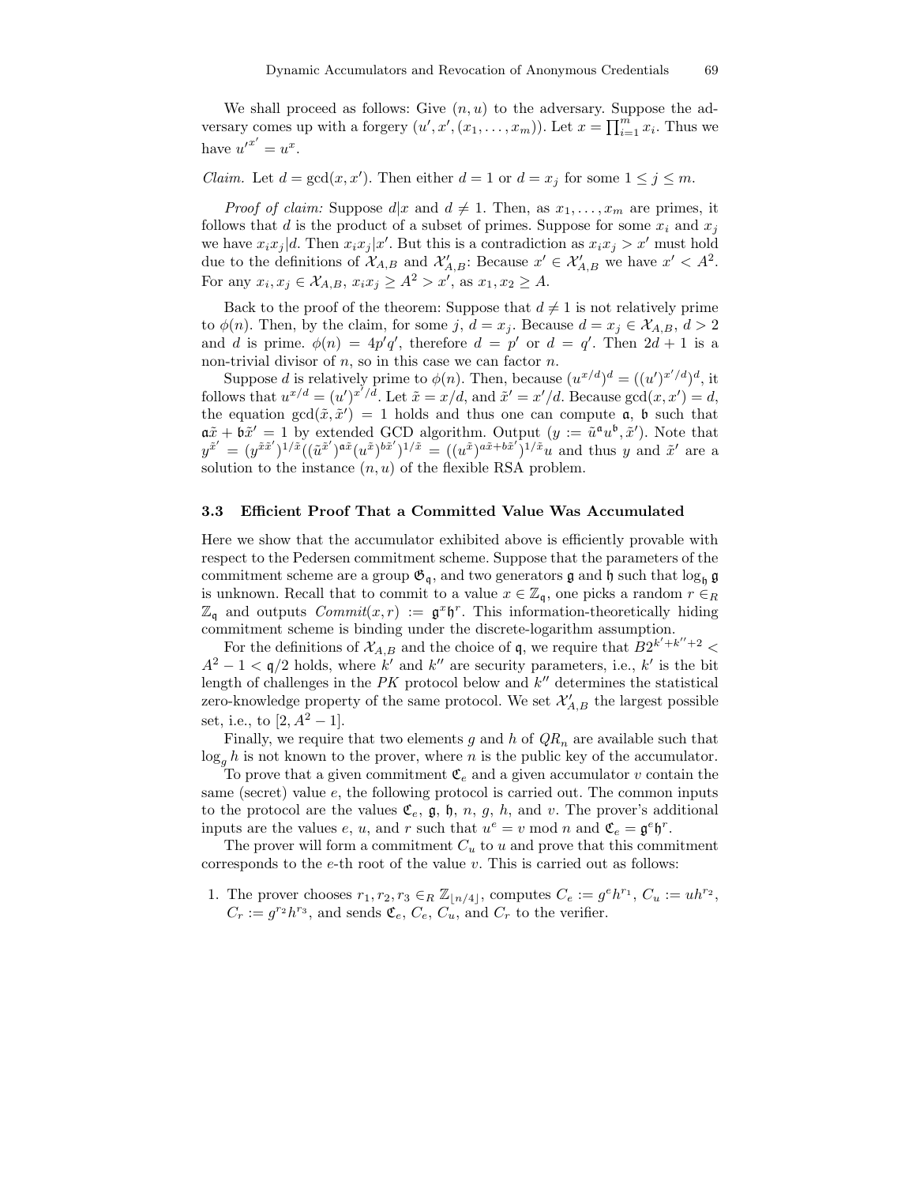We shall proceed as follows: Give $(n, u)$ to the adversary. Suppose the adversary comes up with a forgery $(u', x', (x_1, \ldots, x_m))$. Let $x = \prod_{i=1}^{m} x_i$. Thus we have $u'^{x'} = u^x$.

*Claim.* Let $d = \gcd(x, x')$. Then either $d = 1$ or $d = x_j$ for some $1 \leq j \leq m$.

*Proof of claim:* Suppose $d | x$ and $d \neq 1$. Then, as $x_1, \ldots, x_m$ are primes, it follows that $d$ is the product of a subset of primes. Suppose for some $x_i$ and $x_j$ we have $x_i x_j | d$. Then $x_i x_j | x'$. But this is a contradiction as $x_i x_j > x'$ must hold due to the definitions of $\mathcal{X}_{A,B}$ and $\mathcal{X}'_{A,B}$: Because $x' \in \mathcal{X}'_{A,B}$ we have $x' < A^2$. For any $x_i, x_j \in \mathcal{X}_{A,B}$, $x_i x_j \geq A^2 > x'$, as $x_1, x_2 \geq A$.

Back to the proof of the theorem: Suppose that $d \neq 1$ is not relatively prime to $\phi(n)$. Then, by the claim, for some $j$, $d = x_j$. Because $d = x_j \in \mathcal{X}_{A,B}$, $d > 2$ and $d$ is prime. $\phi(n) = 4p'q'$, therefore $d = p'$ or $d = q'$. Then $2d + 1$ is a non-trivial divisor of $n$, so in this case we can factor $n$.

Suppose $d$ is relatively prime to $\phi(n)$. Then, because $(u^{x/d})^d = ((u')^{x'/d})^d$, it follows that $u^{x/d} = (u')^{x'/d}$. Let $\tilde{x} = x/d$, and $\tilde{x}' = x'/d$. Because $\gcd(x, x') = d$, the equation $\gcd(\tilde{x}, \tilde{x}') = 1$ holds and thus one can compute $\mathfrak{a}$, $\mathfrak{b}$ such that $\mathfrak{a}\tilde{x} + \mathfrak{b}\tilde{x}' = 1$ by extended GCD algorithm. Output $(y := \tilde{u}^{\mathfrak{a}} u^{\mathfrak{b}}, \tilde{x}')$. Note that $y^{\tilde{x}'} = (y^{\tilde{x}\tilde{x}'})^{1/\tilde{x}}((\tilde{u}^{\tilde{x}'})^{\mathfrak{a}\tilde{x}}(u^{\tilde{x}})^{\mathfrak{b}\tilde{x}'})^{1/\tilde{x}} = ((u^{\tilde{x}})^{a\tilde{x}+b\tilde{x}'})^{1/\tilde{x}}u$ and thus $y$ and $\tilde{x}'$ are a solution to the instance $(n, u)$ of the flexible RSA problem.

### 3.3 Efficient Proof That a Committed Value Was Accumulated

Here we show that the accumulator exhibited above is efficiently provable with respect to the Pedersen commitment scheme. Suppose that the parameters of the commitment scheme are a group $\mathfrak{G}_{\mathfrak{q}}$, and two generators $\mathfrak{g}$ and $\mathfrak{h}$ such that $\log_{\mathfrak{h}} \mathfrak{g}$ is unknown. Recall that to commit to a value $x \in \mathbb{Z}_{\mathfrak{q}}$, one picks a random $r \in_R \mathbb{Z}_{\mathfrak{q}}$ and outputs $\mathit{Commit}(x, r) := \mathfrak{g}^x \mathfrak{h}^r$. This information-theoretically hiding commitment scheme is binding under the discrete-logarithm assumption.

For the definitions of $\mathcal{X}_{A,B}$ and the choice of $\mathfrak{q}$, we require that $B2^{k'+k''+2} < A^2 - 1 < \mathfrak{q}/2$ holds, where $k'$ and $k''$ are security parameters, i.e., $k'$ is the bit length of challenges in the $PK$ protocol below and $k''$ determines the statistical zero-knowledge property of the same protocol. We set $\mathcal{X}'_{A,B}$ the largest possible set, i.e., to $[2, A^2 - 1]$.

Finally, we require that two elements $g$ and $h$ of $QR_n$ are available such that $\log_g h$ is not known to the prover, where $n$ is the public key of the accumulator.

To prove that a given commitment $\mathfrak{C}_e$ and a given accumulator $v$ contain the same (secret) value $e$, the following protocol is carried out. The common inputs to the protocol are the values $\mathfrak{C}_e$, $\mathfrak{g}$, $\mathfrak{h}$, $n$, $g$, $h$, and $v$. The prover's additional inputs are the values $e$, $u$, and $r$ such that $u^e = v \bmod n$ and $\mathfrak{C}_e = \mathfrak{g}^e \mathfrak{h}^r$.

The prover will form a commitment $C_u$ to $u$ and prove that this commitment corresponds to the $e$-th root of the value $v$. This is carried out as follows:

1. The prover chooses $r_1, r_2, r_3 \in_R \mathbb{Z}_{\lfloor n/4 \rfloor}$, computes $C_e := g^e h^{r_1}$, $C_u := u h^{r_2}$, $C_r := g^{r_2} h^{r_3}$, and sends $\mathfrak{C}_e$, $C_e$, $C_u$, and $C_r$ to the verifier.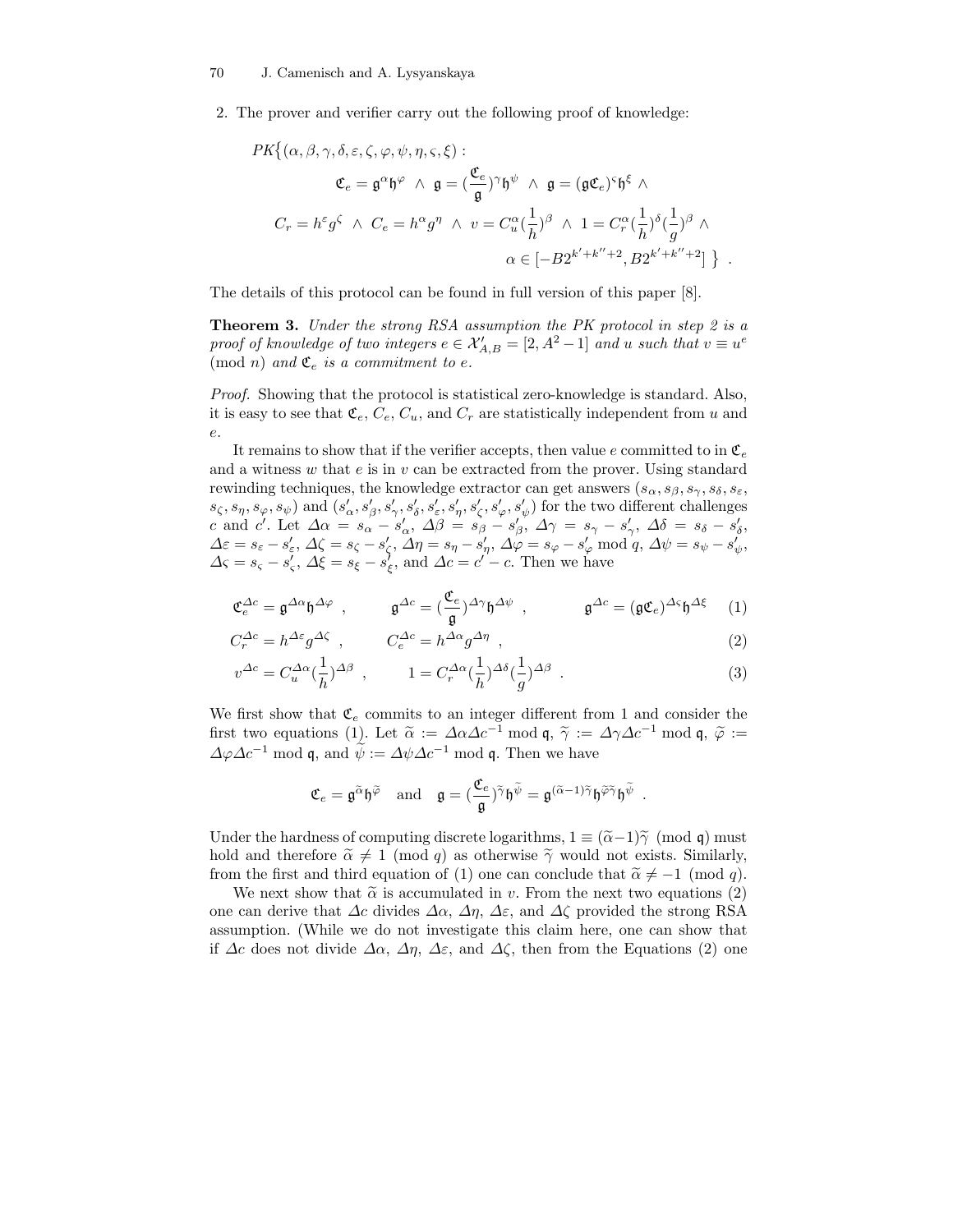2. The prover and verifier carry out the following proof of knowledge:

$$
\begin{aligned}
PK\big\{(\alpha,\beta,\gamma,\delta,\varepsilon,\zeta,\varphi,\psi,\eta,\varsigma,\xi):\\
\mathfrak{C}_e = \mathfrak{g}^{\alpha}\mathfrak{h}^{\varphi} \;\wedge\; \mathfrak{g} = (\frac{\mathfrak{C}_e}{\mathfrak{g}})^{\gamma}\mathfrak{h}^{\psi} \;\wedge\; \mathfrak{g} = (\mathfrak{g}\mathfrak{C}_e)^{\varsigma}\mathfrak{h}^{\xi} \;\wedge\\
C_r = h^{\varepsilon}g^{\zeta} \;\wedge\; C_e = h^{\alpha}g^{\eta} \;\wedge\; v = C_u^{\alpha}(\frac{1}{h})^{\beta} \;\wedge\; 1 = C_r^{\alpha}(\frac{1}{h})^{\delta}(\frac{1}{g})^{\beta} \;\wedge\\
\alpha \in [-B2^{k'+k''+2}, B2^{k'+k''+2}]\;\big\}\;.
\end{aligned}
$$

The details of this protocol can be found in full version of this paper [8].

**Theorem 3.** *Under the strong RSA assumption the PK protocol in step 2 is a proof of knowledge of two integers $e \in \mathcal{X}'_{A,B} = [2, A^2-1]$ and $u$ such that $v \equiv u^e \pmod{n}$ and $\mathfrak{C}_e$ is a commitment to $e$.*

*Proof.* Showing that the protocol is statistical zero-knowledge is standard. Also, it is easy to see that $\mathfrak{C}_e$, $C_e$, $C_u$, and $C_r$ are statistically independent from $u$ and $e$.

It remains to show that if the verifier accepts, then value $e$ committed to in $\mathfrak{C}_e$ and a witness $w$ that $e$ is in $v$ can be extracted from the prover. Using standard rewinding techniques, the knowledge extractor can get answers $(s_\alpha, s_\beta, s_\gamma, s_\delta, s_\varepsilon, s_\zeta, s_\eta, s_\varphi, s_\psi)$ and $(s'_\alpha, s'_\beta, s'_\gamma, s'_\delta, s'_\varepsilon, s'_\eta, s'_\zeta, s'_\varphi, s'_\psi)$ for the two different challenges $c$ and $c'$. Let $\Delta\alpha = s_\alpha - s'_\alpha$, $\Delta\beta = s_\beta - s'_\beta$, $\Delta\gamma = s_\gamma - s'_\gamma$, $\Delta\delta = s_\delta - s'_\delta$, $\Delta\varepsilon = s_\varepsilon - s'_\varepsilon$, $\Delta\zeta = s_\zeta - s'_\zeta$, $\Delta\eta = s_\eta - s'_\eta$, $\Delta\varphi = s_\varphi - s'_\varphi \bmod q$, $\Delta\psi = s_\psi - s'_\psi$, $\Delta\varsigma = s_\varsigma - s'_\varsigma$, $\Delta\xi = s_\xi - s'_\xi$, and $\Delta c = c' - c$. Then we have

$$
\mathfrak{C}_e^{\Delta c} = \mathfrak{g}^{\Delta\alpha}\mathfrak{h}^{\Delta\varphi}\;,\qquad \mathfrak{g}^{\Delta c} = (\frac{\mathfrak{C}_e}{\mathfrak{g}})^{\Delta\gamma}\mathfrak{h}^{\Delta\psi}\;,\qquad \mathfrak{g}^{\Delta c} = (\mathfrak{g}\mathfrak{C}_e)^{\Delta\varsigma}\mathfrak{h}^{\Delta\xi} \tag{1}
$$

$$
C_r^{\Delta c} = h^{\Delta\varepsilon}g^{\Delta\zeta}\;,\qquad C_e^{\Delta c} = h^{\Delta\alpha}g^{\Delta\eta}\;, \tag{2}
$$

$$
v^{\Delta c} = C_u^{\Delta\alpha}(\frac{1}{h})^{\Delta\beta}\;,\qquad 1 = C_r^{\Delta\alpha}(\frac{1}{h})^{\Delta\delta}(\frac{1}{g})^{\Delta\beta}\;. \tag{3}
$$

We first show that $\mathfrak{C}_e$ commits to an integer different from 1 and consider the first two equations (1). Let $\widetilde{\alpha} := \Delta\alpha\Delta c^{-1} \bmod \mathfrak{q}$, $\widetilde{\gamma} := \Delta\gamma\Delta c^{-1} \bmod \mathfrak{q}$, $\widetilde{\varphi} := \Delta\varphi\Delta c^{-1} \bmod \mathfrak{q}$, and $\widetilde{\psi} := \Delta\psi\Delta c^{-1} \bmod \mathfrak{q}$. Then we have

$$
\mathfrak{C}_e = \mathfrak{g}^{\widetilde{\alpha}}\mathfrak{h}^{\widetilde{\varphi}} \quad\text{and}\quad \mathfrak{g} = (\frac{\mathfrak{C}_e}{\mathfrak{g}})^{\widetilde{\gamma}}\mathfrak{h}^{\widetilde{\psi}} = \mathfrak{g}^{(\widetilde{\alpha}-1)\widetilde{\gamma}}\mathfrak{h}^{\widetilde{\varphi}\widetilde{\gamma}}\mathfrak{h}^{\widetilde{\psi}}\;.
$$

Under the hardness of computing discrete logarithms, $1 \equiv (\widetilde{\alpha}-1)\widetilde{\gamma} \pmod{\mathfrak{q}}$ must hold and therefore $\widetilde{\alpha} \neq 1 \pmod{q}$ as otherwise $\widetilde{\gamma}$ would not exists. Similarly, from the first and third equation of (1) one can conclude that $\widetilde{\alpha} \neq -1 \pmod{q}$.

We next show that $\widetilde{\alpha}$ is accumulated in $v$. From the next two equations (2) one can derive that $\Delta c$ divides $\Delta\alpha$, $\Delta\eta$, $\Delta\varepsilon$, and $\Delta\zeta$ provided the strong RSA assumption. (While we do not investigate this claim here, one can show that if $\Delta c$ does not divide $\Delta\alpha$, $\Delta\eta$, $\Delta\varepsilon$, and $\Delta\zeta$, then from the Equations (2) one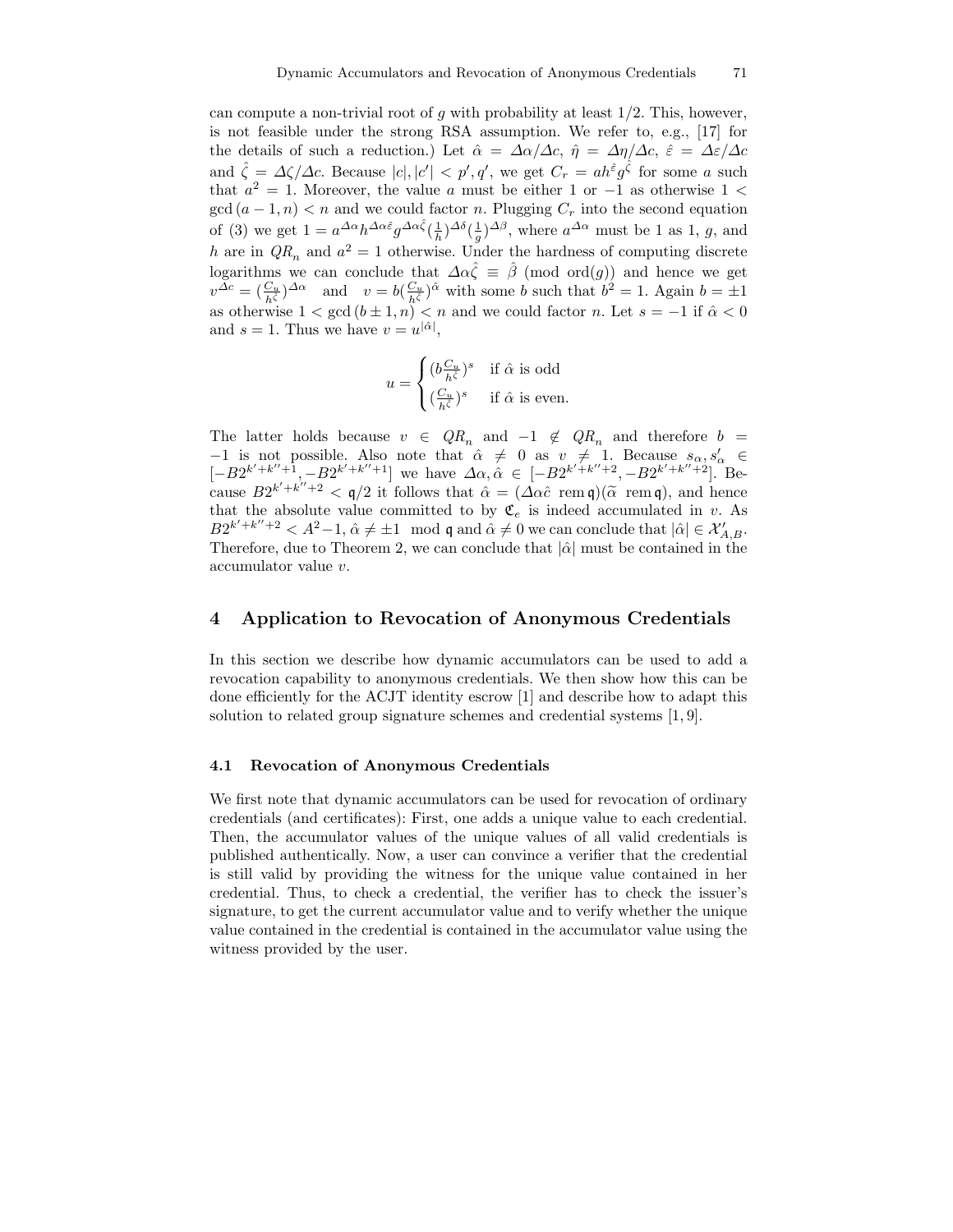can compute a non-trivial root of $g$ with probability at least $1/2$. This, however, is not feasible under the strong RSA assumption. We refer to, e.g., [17] for the details of such a reduction.) Let $\hat{\alpha} = \Delta\alpha/\Delta c$, $\hat{\eta} = \Delta\eta/\Delta c$, $\hat{\varepsilon} = \Delta\varepsilon/\Delta c$ and $\hat{\zeta} = \Delta\zeta/\Delta c$. Because $|c|, |c'| < p', q'$, we get $C_r = a h^{\hat{\varepsilon}} g^{\hat{\zeta}}$ for some $a$ such that $a^2 = 1$. Moreover, the value $a$ must be either 1 or $-1$ as otherwise $1 < \gcd(a-1, n) < n$ and we could factor $n$. Plugging $C_r$ into the second equation of (3) we get $1 = a^{\Delta\alpha} h^{\Delta\alpha\hat{\varepsilon}} g^{\Delta\alpha\hat{\zeta}} (\frac{1}{h})^{\Delta\delta} (\frac{1}{g})^{\Delta\beta}$, where $a^{\Delta\alpha}$ must be 1 as 1, $g$, and $h$ are in $QR_n$ and $a^2 = 1$ otherwise. Under the hardness of computing discrete logarithms we can conclude that $\Delta\alpha\hat{\zeta} \equiv \hat{\beta} \pmod{\mathrm{ord}(g)}$ and hence we get $v^{\Delta c} = (\frac{C_u}{h^{\hat{\zeta}}})^{\Delta\alpha}$ and $v = b(\frac{C_u}{h^{\hat{\zeta}}})^{\hat{\alpha}}$ with some $b$ such that $b^2 = 1$. Again $b = \pm 1$ as otherwise $1 < \gcd(b \pm 1, n) < n$ and we could factor $n$. Let $s = -1$ if $\hat{\alpha} < 0$ and $s = 1$. Thus we have $v = u^{|\hat{\alpha}|}$,

$$u = \begin{cases} (b\frac{C_u}{h^{\hat{\zeta}}})^s & \text{if } \hat{\alpha} \text{ is odd} \\ (\frac{C_u}{h^{\hat{\zeta}}})^s & \text{if } \hat{\alpha} \text{ is even.} \end{cases}$$

The latter holds because $v \in QR_n$ and $-1 \notin QR_n$ and therefore $b = -1$ is not possible. Also note that $\hat{\alpha} \neq 0$ as $v \neq 1$. Because $s_\alpha, s'_\alpha \in [-B2^{k'+k''+1}, -B2^{k'+k''+1}]$ we have $\Delta\alpha, \hat{\alpha} \in [-B2^{k'+k''+2}, -B2^{k'+k''+2}]$. Because $B2^{k'+k''+2} < \mathfrak{q}/2$ it follows that $\hat{\alpha} = (\Delta\alpha\hat{c} \ \mathrm{rem}\, \mathfrak{q})(\widetilde{\alpha} \ \mathrm{rem}\, \mathfrak{q})$, and hence that the absolute value committed to by $\mathfrak{C}_e$ is indeed accumulated in $v$. As $B2^{k'+k''+2} < A^2 - 1$, $\hat{\alpha} \neq \pm 1 \mod \mathfrak{q}$ and $\hat{\alpha} \neq 0$ we can conclude that $|\hat{\alpha}| \in \mathcal{X}'_{A,B}$. Therefore, due to Theorem 2, we can conclude that $|\hat{\alpha}|$ must be contained in the accumulator value $v$.

## 4 Application to Revocation of Anonymous Credentials

In this section we describe how dynamic accumulators can be used to add a revocation capability to anonymous credentials. We then show how this can be done efficiently for the ACJT identity escrow [1] and describe how to adapt this solution to related group signature schemes and credential systems [1, 9].

### 4.1 Revocation of Anonymous Credentials

We first note that dynamic accumulators can be used for revocation of ordinary credentials (and certificates): First, one adds a unique value to each credential. Then, the accumulator values of the unique values of all valid credentials is published authentically. Now, a user can convince a verifier that the credential is still valid by providing the witness for the unique value contained in her credential. Thus, to check a credential, the verifier has to check the issuer's signature, to get the current accumulator value and to verify whether the unique value contained in the credential is contained in the accumulator value using the witness provided by the user.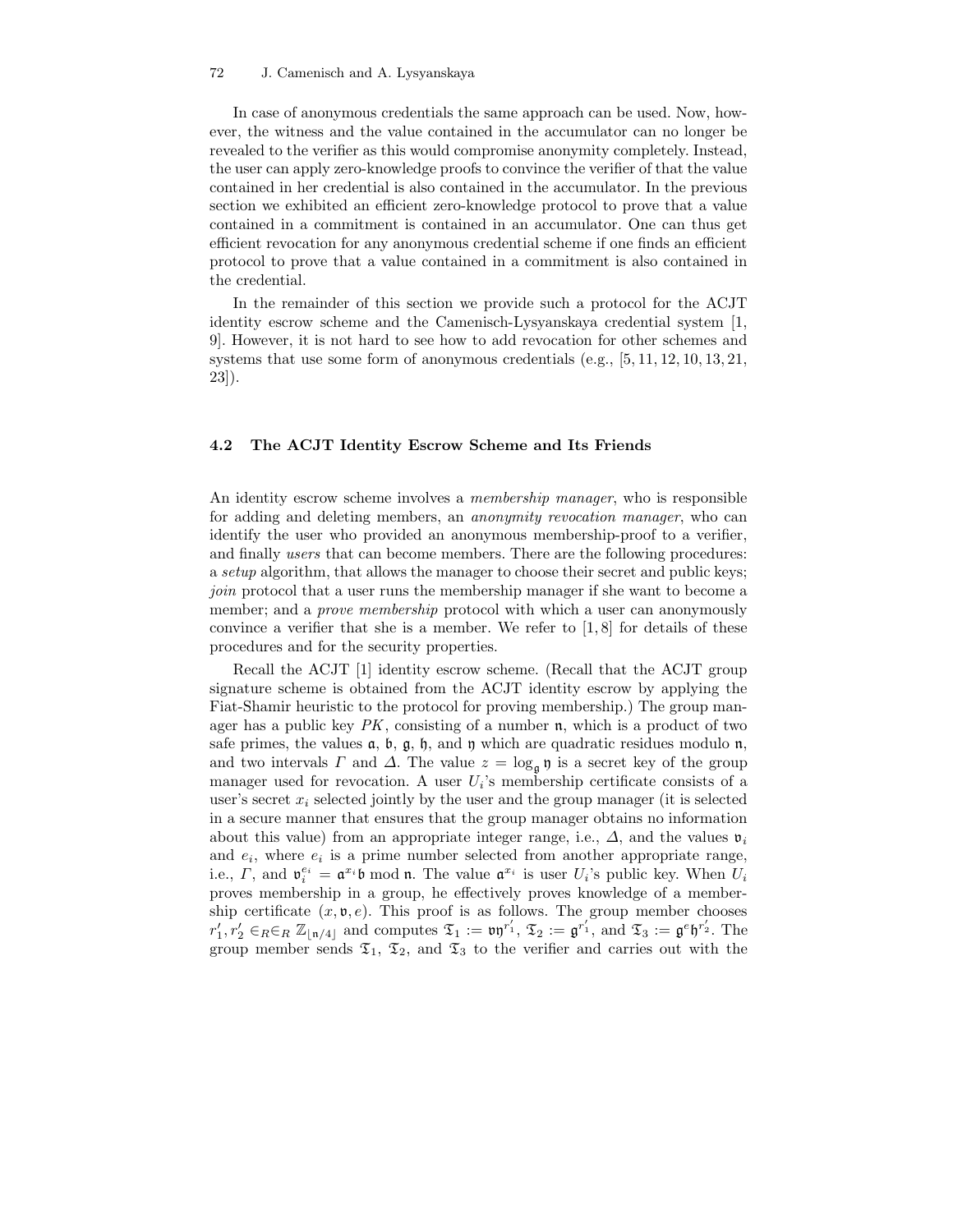In case of anonymous credentials the same approach can be used. Now, however, the witness and the value contained in the accumulator can no longer be revealed to the verifier as this would compromise anonymity completely. Instead, the user can apply zero-knowledge proofs to convince the verifier of that the value contained in her credential is also contained in the accumulator. In the previous section we exhibited an efficient zero-knowledge protocol to prove that a value contained in a commitment is contained in an accumulator. One can thus get efficient revocation for any anonymous credential scheme if one finds an efficient protocol to prove that a value contained in a commitment is also contained in the credential.

In the remainder of this section we provide such a protocol for the ACJT identity escrow scheme and the Camenisch-Lysyanskaya credential system [1, 9]. However, it is not hard to see how to add revocation for other schemes and systems that use some form of anonymous credentials (e.g., [5, 11, 12, 10, 13, 21, 23]).

### 4.2 The ACJT Identity Escrow Scheme and Its Friends

An identity escrow scheme involves a *membership manager*, who is responsible for adding and deleting members, an *anonymity revocation manager*, who can identify the user who provided an anonymous membership-proof to a verifier, and finally *users* that can become members. There are the following procedures: a *setup* algorithm, that allows the manager to choose their secret and public keys; *join* protocol that a user runs the membership manager if she want to become a member; and a *prove membership* protocol with which a user can anonymously convince a verifier that she is a member. We refer to [1, 8] for details of these procedures and for the security properties.

Recall the ACJT [1] identity escrow scheme. (Recall that the ACJT group signature scheme is obtained from the ACJT identity escrow by applying the Fiat-Shamir heuristic to the protocol for proving membership.) The group manager has a public key $PK$, consisting of a number $\mathfrak{n}$, which is a product of two safe primes, the values $\mathfrak{a}$, $\mathfrak{b}$, $\mathfrak{g}$, $\mathfrak{h}$, and $\mathfrak{y}$ which are quadratic residues modulo $\mathfrak{n}$, and two intervals $\Gamma$ and $\Delta$. The value $z = \log_{\mathfrak{g}} \mathfrak{y}$ is a secret key of the group manager used for revocation. A user $U_i$'s membership certificate consists of a user's secret $x_i$ selected jointly by the user and the group manager (it is selected in a secure manner that ensures that the group manager obtains no information about this value) from an appropriate integer range, i.e., $\Delta$, and the values $\mathfrak{v}_i$ and $e_i$, where $e_i$ is a prime number selected from another appropriate range, i.e., $\Gamma$, and $\mathfrak{v}_i^{e_i} = \mathfrak{a}^{x_i}\mathfrak{b} \bmod \mathfrak{n}$. The value $\mathfrak{a}^{x_i}$ is user $U_i$'s public key. When $U_i$ proves membership in a group, he effectively proves knowledge of a membership certificate $(x, \mathfrak{v}, e)$. This proof is as follows. The group member chooses $r_1', r_2' \in_R \in_R \mathbb{Z}_{\lfloor \mathfrak{n}/4 \rfloor}$ and computes $\mathfrak{T}_1 := \mathfrak{v}\mathfrak{y}^{r_1'}$, $\mathfrak{T}_2 := \mathfrak{g}^{r_1'}$, and $\mathfrak{T}_3 := \mathfrak{g}^{e}\mathfrak{h}^{r_2'}$. The group member sends $\mathfrak{T}_1$, $\mathfrak{T}_2$, and $\mathfrak{T}_3$ to the verifier and carries out with the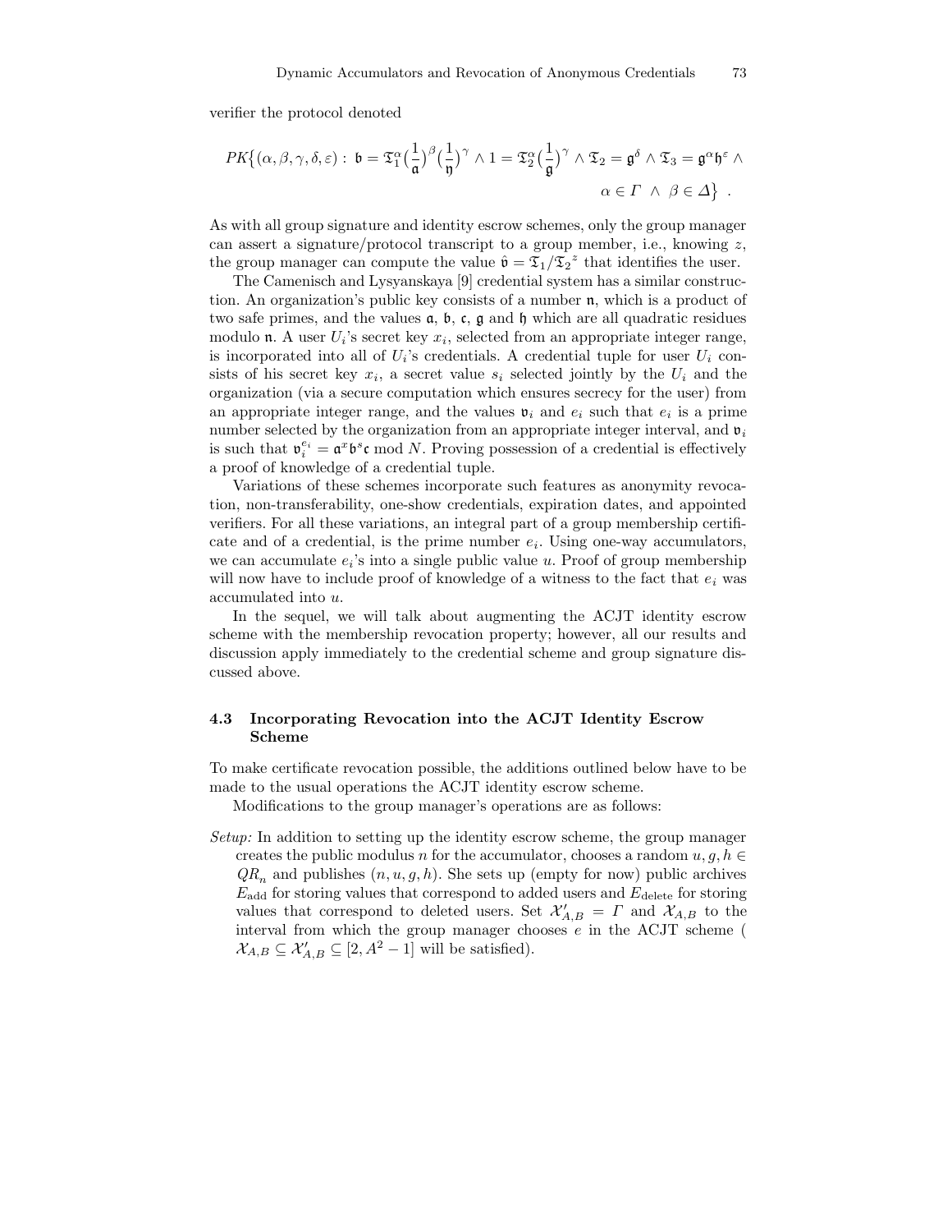verifier the protocol denoted

$$PK\big\{(\alpha,\beta,\gamma,\delta,\varepsilon):\ \mathfrak{b} = \mathfrak{T}_1^{\alpha}\big(\frac{1}{\mathfrak{a}}\big)^{\beta}\big(\frac{1}{\mathfrak{y}}\big)^{\gamma} \wedge 1 = \mathfrak{T}_2^{\alpha}\big(\frac{1}{\mathfrak{g}}\big)^{\gamma} \wedge \mathfrak{T}_2 = \mathfrak{g}^{\delta} \wedge \mathfrak{T}_3 = \mathfrak{g}^{\alpha}\mathfrak{h}^{\varepsilon} \wedge \alpha \in \Gamma \ \wedge\ \beta \in \Delta\big\}\ .$$

As with all group signature and identity escrow schemes, only the group manager can assert a signature/protocol transcript to a group member, i.e., knowing $z$, the group manager can compute the value $\hat{\mathfrak{v}} = \mathfrak{T}_1/{\mathfrak{T}_2}^z$ that identifies the user.

The Camenisch and Lysyanskaya [9] credential system has a similar construction. An organization's public key consists of a number $\mathfrak{n}$, which is a product of two safe primes, and the values $\mathfrak{a}$, $\mathfrak{b}$, $\mathfrak{c}$, $\mathfrak{g}$ and $\mathfrak{h}$ which are all quadratic residues modulo $\mathfrak{n}$. A user $U_i$'s secret key $x_i$, selected from an appropriate integer range, is incorporated into all of $U_i$'s credentials. A credential tuple for user $U_i$ consists of his secret key $x_i$, a secret value $s_i$ selected jointly by the $U_i$ and the organization (via a secure computation which ensures secrecy for the user) from an appropriate integer range, and the values $\mathfrak{v}_i$ and $e_i$ such that $e_i$ is a prime number selected by the organization from an appropriate integer interval, and $\mathfrak{v}_i$ is such that $\mathfrak{v}_i^{e_i} = \mathfrak{a}^x\mathfrak{b}^s\mathfrak{c} \bmod N$. Proving possession of a credential is effectively a proof of knowledge of a credential tuple.

Variations of these schemes incorporate such features as anonymity revocation, non-transferability, one-show credentials, expiration dates, and appointed verifiers. For all these variations, an integral part of a group membership certificate and of a credential, is the prime number $e_i$. Using one-way accumulators, we can accumulate $e_i$'s into a single public value $u$. Proof of group membership will now have to include proof of knowledge of a witness to the fact that $e_i$ was accumulated into $u$.

In the sequel, we will talk about augmenting the ACJT identity escrow scheme with the membership revocation property; however, all our results and discussion apply immediately to the credential scheme and group signature discussed above.

### 4.3 Incorporating Revocation into the ACJT Identity Escrow Scheme

To make certificate revocation possible, the additions outlined below have to be made to the usual operations the ACJT identity escrow scheme.

Modifications to the group manager's operations are as follows:

*Setup:* In addition to setting up the identity escrow scheme, the group manager creates the public modulus $n$ for the accumulator, chooses a random $u, g, h \in QR_n$ and publishes $(n, u, g, h)$. She sets up (empty for now) public archives $E_{\text{add}}$ for storing values that correspond to added users and $E_{\text{delete}}$ for storing values that correspond to deleted users. Set $\mathcal{X}'_{A,B} = \Gamma$ and $\mathcal{X}_{A,B}$ to the interval from which the group manager chooses $e$ in the ACJT scheme ( $\mathcal{X}_{A,B} \subseteq \mathcal{X}'_{A,B} \subseteq [2, A^2 - 1]$ will be satisfied).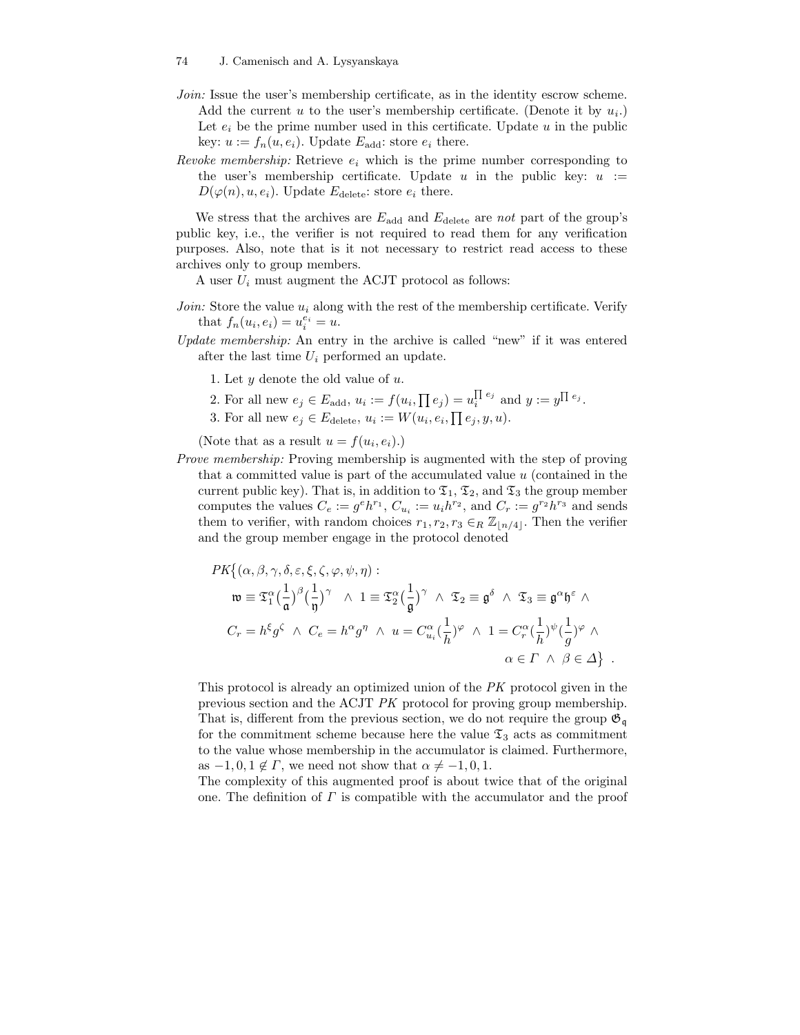*Join:* Issue the user's membership certificate, as in the identity escrow scheme. Add the current $u$ to the user's membership certificate. (Denote it by $u_i$.) Let $e_i$ be the prime number used in this certificate. Update $u$ in the public key: $u := f_n(u, e_i)$. Update $E_{\text{add}}$: store $e_i$ there.

*Revoke membership:* Retrieve $e_i$ which is the prime number corresponding to the user's membership certificate. Update $u$ in the public key: $u := D(\varphi(n), u, e_i)$. Update $E_{\text{delete}}$: store $e_i$ there.

We stress that the archives are $E_{\text{add}}$ and $E_{\text{delete}}$ are *not* part of the group's public key, i.e., the verifier is not required to read them for any verification purposes. Also, note that is it not necessary to restrict read access to these archives only to group members.

A user $U_i$ must augment the ACJT protocol as follows:

*Join:* Store the value $u_i$ along with the rest of the membership certificate. Verify that $f_n(u_i, e_i) = u_i^{e_i} = u$.

*Update membership:* An entry in the archive is called "new" if it was entered after the last time $U_i$ performed an update.

1. Let $y$ denote the old value of $u$.
2. For all new $e_j \in E_{\text{add}}$, $u_i := f(u_i, \prod e_j) = u_i^{\prod e_j}$ and $y := y^{\prod e_j}$.
3. For all new $e_j \in E_{\text{delete}}$, $u_i := W(u_i, e_i, \prod e_j, y, u)$.

(Note that as a result $u = f(u_i, e_i)$.)

*Prove membership:* Proving membership is augmented with the step of proving that a committed value is part of the accumulated value $u$ (contained in the current public key). That is, in addition to $\mathfrak{T}_1$, $\mathfrak{T}_2$, and $\mathfrak{T}_3$ the group member computes the values $C_e := g^e h^{r_1}$, $C_{u_i} := u_i h^{r_2}$, and $C_r := g^{r_2} h^{r_3}$ and sends them to verifier, with random choices $r_1, r_2, r_3 \in_R \mathbb{Z}_{\lfloor n/4 \rfloor}$. Then the verifier and the group member engage in the protocol denoted

$$
\begin{aligned}
PK\big\{(\alpha, \beta, \gamma, \delta, \varepsilon, \xi, \zeta, \varphi, \psi, \eta) : \\
\mathfrak{w} \equiv \mathfrak{T}_1^{\alpha} \big(\frac{1}{\mathfrak{a}}\big)^{\beta} \big(\frac{1}{\mathfrak{y}}\big)^{\gamma} \ \wedge\ 1 \equiv \mathfrak{T}_2^{\alpha} \big(\frac{1}{\mathfrak{g}}\big)^{\gamma} \ \wedge\ \mathfrak{T}_2 \equiv \mathfrak{g}^{\delta} \ \wedge\ \mathfrak{T}_3 \equiv \mathfrak{g}^{\alpha} \mathfrak{h}^{\varepsilon} \ \wedge \\
C_r = h^{\xi} g^{\zeta} \ \wedge\ C_e = h^{\alpha} g^{\eta} \ \wedge\ u = C_{u_i}^{\alpha} (\frac{1}{h})^{\varphi} \ \wedge\ 1 = C_r^{\alpha} (\frac{1}{h})^{\psi} (\frac{1}{g})^{\varphi} \ \wedge \\
\alpha \in \Gamma \ \wedge\ \beta \in \Delta\big\} \ .
\end{aligned}
$$

This protocol is already an optimized union of the *PK* protocol given in the previous section and the ACJT *PK* protocol for proving group membership. That is, different from the previous section, we do not require the group $\mathfrak{G}_{\mathfrak{q}}$ for the commitment scheme because here the value $\mathfrak{T}_3$ acts as commitment to the value whose membership in the accumulator is claimed. Furthermore, as $-1, 0, 1 \notin \Gamma$, we need not show that $\alpha \neq -1, 0, 1$.

The complexity of this augmented proof is about twice that of the original one. The definition of $\Gamma$ is compatible with the accumulator and the proof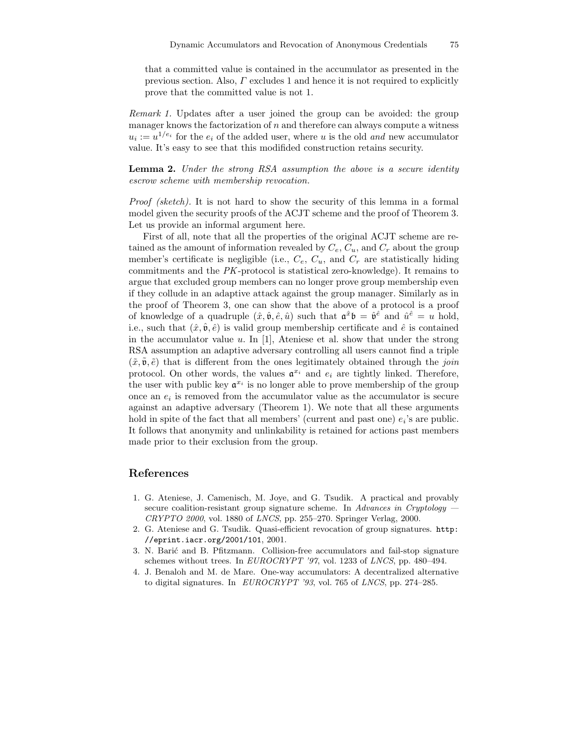that a committed value is contained in the accumulator as presented in the previous section. Also, $\Gamma$ excludes 1 and hence it is not required to explicitly prove that the committed value is not 1.

*Remark 1.* Updates after a user joined the group can be avoided: the group manager knows the factorization of $n$ and therefore can always compute a witness $u_i := u^{1/e_i}$ for the $e_i$ of the added user, where $u$ is the old *and* new accumulator value. It's easy to see that this modifided construction retains security.

**Lemma 2.** *Under the strong RSA assumption the above is a secure identity escrow scheme with membership revocation.*

*Proof (sketch).* It is not hard to show the security of this lemma in a formal model given the security proofs of the ACJT scheme and the proof of Theorem 3. Let us provide an informal argument here.

First of all, note that all the properties of the original ACJT scheme are retained as the amount of information revealed by $C_e$, $C_u$, and $C_r$ about the group member's certificate is negligible (i.e., $C_e$, $C_u$, and $C_r$ are statistically hiding commitments and the *PK*-protocol is statistical zero-knowledge). It remains to argue that excluded group members can no longer prove group membership even if they collude in an adaptive attack against the group manager. Similarly as in the proof of Theorem 3, one can show that the above of a protocol is a proof of knowledge of a quadruple $(\hat{x}, \hat{\mathfrak{v}}, \hat{e}, \hat{u})$ such that $\mathfrak{a}^{\hat{x}}\mathfrak{b} = \hat{\mathfrak{v}}^{\hat{e}}$ and $\hat{u}^{\hat{e}} = u$ hold, i.e., such that $(\hat{x}, \hat{\mathfrak{v}}, \hat{e})$ is valid group membership certificate and $\hat{e}$ is contained in the accumulator value $u$. In [1], Ateniese et al. show that under the strong RSA assumption an adaptive adversary controlling all users cannot find a triple $(\tilde{x}, \tilde{\mathfrak{v}}, \tilde{e})$ that is different from the ones legitimately obtained through the *join* protocol. On other words, the values $\mathfrak{a}^{x_i}$ and $e_i$ are tightly linked. Therefore, the user with public key $\mathfrak{a}^{x_i}$ is no longer able to prove membership of the group once an $e_i$ is removed from the accumulator value as the accumulator is secure against an adaptive adversary (Theorem 1). We note that all these arguments hold in spite of the fact that all members' (current and past one) $e_i$'s are public. It follows that anonymity and unlinkability is retained for actions past members made prior to their exclusion from the group.

## References

1. G. Ateniese, J. Camenisch, M. Joye, and G. Tsudik. A practical and provably secure coalition-resistant group signature scheme. In *Advances in Cryptology — CRYPTO 2000*, vol. 1880 of *LNCS*, pp. 255–270. Springer Verlag, 2000.
2. G. Ateniese and G. Tsudik. Quasi-efficient revocation of group signatures. `http://eprint.iacr.org/2001/101`, 2001.
3. N. Barić and B. Pfitzmann. Collision-free accumulators and fail-stop signature schemes without trees. In *EUROCRYPT '97*, vol. 1233 of *LNCS*, pp. 480–494.
4. J. Benaloh and M. de Mare. One-way accumulators: A decentralized alternative to digital signatures. In *EUROCRYPT '93*, vol. 765 of *LNCS*, pp. 274–285.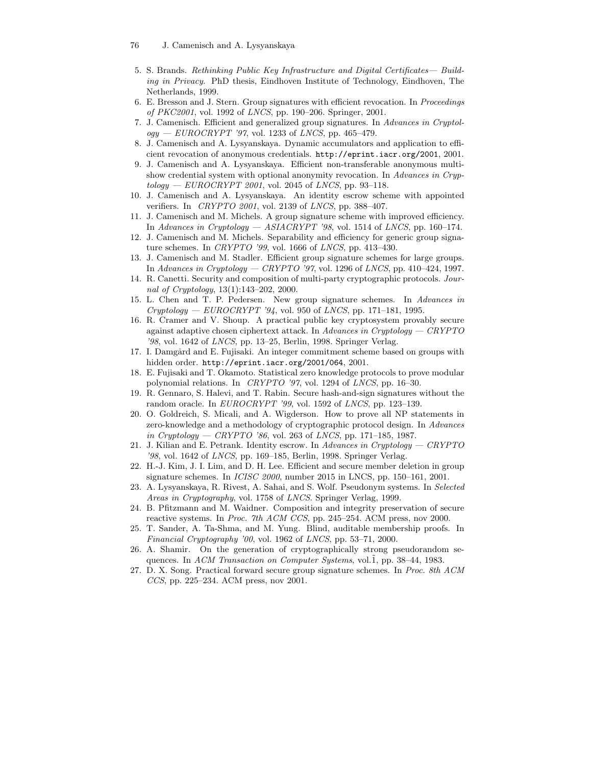5. S. Brands. *Rethinking Public Key Infrastructure and Digital Certificates— Building in Privacy.* PhD thesis, Eindhoven Institute of Technology, Eindhoven, The Netherlands, 1999.
6. E. Bresson and J. Stern. Group signatures with efficient revocation. In *Proceedings of PKC2001*, vol. 1992 of *LNCS*, pp. 190–206. Springer, 2001.
7. J. Camenisch. Efficient and generalized group signatures. In *Advances in Cryptology — EUROCRYPT '97*, vol. 1233 of *LNCS*, pp. 465–479.
8. J. Camenisch and A. Lysyanskaya. Dynamic accumulators and application to efficient revocation of anonymous credentials. `http://eprint.iacr.org/2001`, 2001.
9. J. Camenisch and A. Lysyanskaya. Efficient non-transferable anonymous multi-show credential system with optional anonymity revocation. In *Advances in Cryptology — EUROCRYPT 2001*, vol. 2045 of *LNCS*, pp. 93–118.
10. J. Camenisch and A. Lysyanskaya. An identity escrow scheme with appointed verifiers. In *CRYPTO 2001*, vol. 2139 of *LNCS*, pp. 388–407.
11. J. Camenisch and M. Michels. A group signature scheme with improved efficiency. In *Advances in Cryptology — ASIACRYPT '98*, vol. 1514 of *LNCS*, pp. 160–174.
12. J. Camenisch and M. Michels. Separability and efficiency for generic group signature schemes. In *CRYPTO '99*, vol. 1666 of *LNCS*, pp. 413–430.
13. J. Camenisch and M. Stadler. Efficient group signature schemes for large groups. In *Advances in Cryptology — CRYPTO '97*, vol. 1296 of *LNCS*, pp. 410–424, 1997.
14. R. Canetti. Security and composition of multi-party cryptographic protocols. *Journal of Cryptology*, 13(1):143–202, 2000.
15. L. Chen and T. P. Pedersen. New group signature schemes. In *Advances in Cryptology — EUROCRYPT '94*, vol. 950 of *LNCS*, pp. 171–181, 1995.
16. R. Cramer and V. Shoup. A practical public key cryptosystem provably secure against adaptive chosen ciphertext attack. In *Advances in Cryptology — CRYPTO '98*, vol. 1642 of *LNCS*, pp. 13–25, Berlin, 1998. Springer Verlag.
17. I. Damgård and E. Fujisaki. An integer commitment scheme based on groups with hidden order. `http://eprint.iacr.org/2001/064`, 2001.
18. E. Fujisaki and T. Okamoto. Statistical zero knowledge protocols to prove modular polynomial relations. In *CRYPTO '97*, vol. 1294 of *LNCS*, pp. 16–30.
19. R. Gennaro, S. Halevi, and T. Rabin. Secure hash-and-sign signatures without the random oracle. In *EUROCRYPT '99*, vol. 1592 of *LNCS*, pp. 123–139.
20. O. Goldreich, S. Micali, and A. Wigderson. How to prove all NP statements in zero-knowledge and a methodology of cryptographic protocol design. In *Advances in Cryptology — CRYPTO '86*, vol. 263 of *LNCS*, pp. 171–185, 1987.
21. J. Kilian and E. Petrank. Identity escrow. In *Advances in Cryptology — CRYPTO '98*, vol. 1642 of *LNCS*, pp. 169–185, Berlin, 1998. Springer Verlag.
22. H.-J. Kim, J. I. Lim, and D. H. Lee. Efficient and secure member deletion in group signature schemes. In *ICISC 2000*, number 2015 in LNCS, pp. 150–161, 2001.
23. A. Lysyanskaya, R. Rivest, A. Sahai, and S. Wolf. Pseudonym systems. In *Selected Areas in Cryptography*, vol. 1758 of *LNCS*. Springer Verlag, 1999.
24. B. Pfitzmann and M. Waidner. Composition and integrity preservation of secure reactive systems. In *Proc. 7th ACM CCS*, pp. 245–254. ACM press, nov 2000.
25. T. Sander, A. Ta-Shma, and M. Yung. Blind, auditable membership proofs. In *Financial Cryptography '00*, vol. 1962 of *LNCS*, pp. 53–71, 2000.
26. A. Shamir. On the generation of cryptographically strong pseudorandom sequences. In *ACM Transaction on Computer Systems*, vol.1̃, pp. 38–44, 1983.
27. D. X. Song. Practical forward secure group signature schemes. In *Proc. 8th ACM CCS*, pp. 225–234. ACM press, nov 2001.